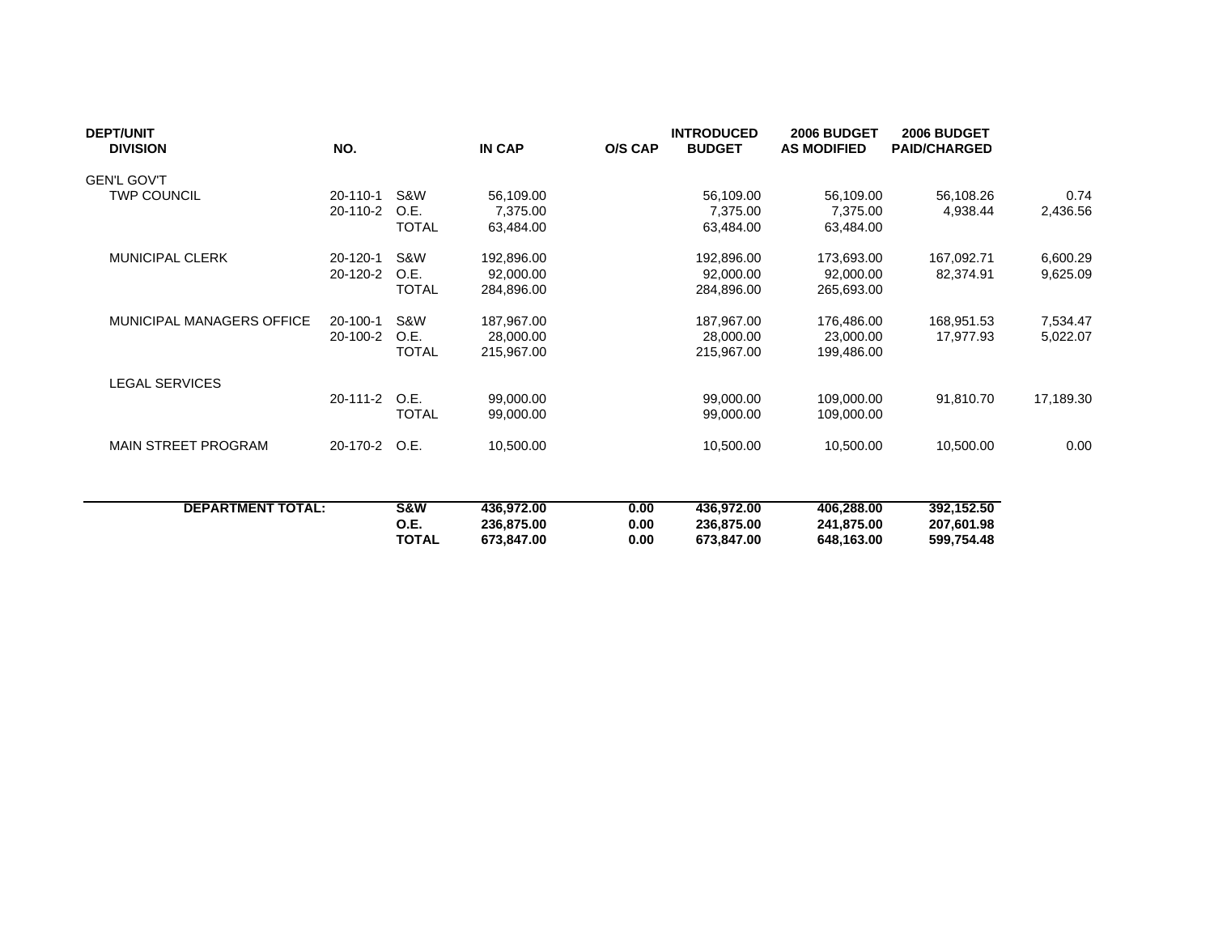| DEPT/UNIT DIVISION | NO. | | IN CAP | O/S CAP | INTRODUCED BUDGET | 2006 BUDGET AS MODIFIED | 2006 BUDGET PAID/CHARGED | |
|---|---|---|---|---|---|---|---|---|
| GEN'L GOV'T | | | | | | | | |
| TWP COUNCIL | 20-110-1 | S&W | 56,109.00 | | 56,109.00 | 56,109.00 | 56,108.26 | 0.74 |
| | 20-110-2 | O.E. | 7,375.00 | | 7,375.00 | 7,375.00 | 4,938.44 | 2,436.56 |
| | | TOTAL | 63,484.00 | | 63,484.00 | 63,484.00 | | |
| MUNICIPAL CLERK | 20-120-1 | S&W | 192,896.00 | | 192,896.00 | 173,693.00 | 167,092.71 | 6,600.29 |
| | 20-120-2 | O.E. | 92,000.00 | | 92,000.00 | 92,000.00 | 82,374.91 | 9,625.09 |
| | | TOTAL | 284,896.00 | | 284,896.00 | 265,693.00 | | |
| MUNICIPAL MANAGERS OFFICE | 20-100-1 | S&W | 187,967.00 | | 187,967.00 | 176,486.00 | 168,951.53 | 7,534.47 |
| | 20-100-2 | O.E. | 28,000.00 | | 28,000.00 | 23,000.00 | 17,977.93 | 5,022.07 |
| | | TOTAL | 215,967.00 | | 215,967.00 | 199,486.00 | | |
| LEGAL SERVICES | | | | | | | | |
| | 20-111-2 | O.E. | 99,000.00 | | 99,000.00 | 109,000.00 | 91,810.70 | 17,189.30 |
| | | TOTAL | 99,000.00 | | 99,000.00 | 109,000.00 | | |
| MAIN STREET PROGRAM | 20-170-2 | O.E. | 10,500.00 | | 10,500.00 | 10,500.00 | 10,500.00 | 0.00 |
| **DEPARTMENT TOTAL:** | | **S&W** | **436,972.00** | **0.00** | **436,972.00** | **406,288.00** | **392,152.50** | |
| | | **O.E.** | **236,875.00** | **0.00** | **236,875.00** | **241,875.00** | **207,601.98** | |
| | | **TOTAL** | **673,847.00** | **0.00** | **673,847.00** | **648,163.00** | **599,754.48** | |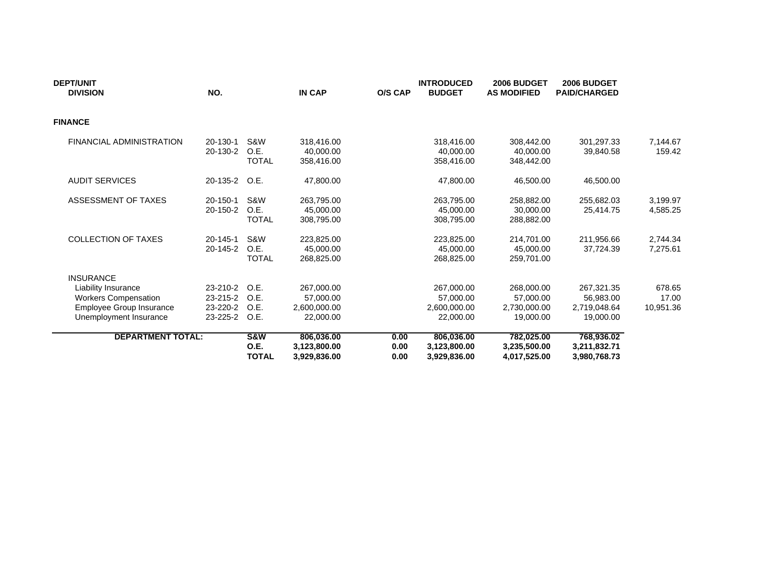| DEPT/UNIT DIVISION | NO. | | IN CAP | O/S CAP | INTRODUCED BUDGET | 2006 BUDGET AS MODIFIED | 2006 BUDGET PAID/CHARGED | |
|---|---|---|---|---|---|---|---|---|
| **FINANCE** | | | | | | | | |
| FINANCIAL ADMINISTRATION | 20-130-1 | S&W | 318,416.00 | | 318,416.00 | 308,442.00 | 301,297.33 | 7,144.67 |
| | 20-130-2 | O.E. | 40,000.00 | | 40,000.00 | 40,000.00 | 39,840.58 | 159.42 |
| | | TOTAL | 358,416.00 | | 358,416.00 | 348,442.00 | | |
| AUDIT SERVICES | 20-135-2 | O.E. | 47,800.00 | | 47,800.00 | 46,500.00 | 46,500.00 | |
| ASSESSMENT OF TAXES | 20-150-1 | S&W | 263,795.00 | | 263,795.00 | 258,882.00 | 255,682.03 | 3,199.97 |
| | 20-150-2 | O.E. | 45,000.00 | | 45,000.00 | 30,000.00 | 25,414.75 | 4,585.25 |
| | | TOTAL | 308,795.00 | | 308,795.00 | 288,882.00 | | |
| COLLECTION OF TAXES | 20-145-1 | S&W | 223,825.00 | | 223,825.00 | 214,701.00 | 211,956.66 | 2,744.34 |
| | 20-145-2 | O.E. | 45,000.00 | | 45,000.00 | 45,000.00 | 37,724.39 | 7,275.61 |
| | | TOTAL | 268,825.00 | | 268,825.00 | 259,701.00 | | |
| INSURANCE | | | | | | | | |
| Liability Insurance | 23-210-2 | O.E. | 267,000.00 | | 267,000.00 | 268,000.00 | 267,321.35 | 678.65 |
| Workers Compensation | 23-215-2 | O.E. | 57,000.00 | | 57,000.00 | 57,000.00 | 56,983.00 | 17.00 |
| Employee Group Insurance | 23-220-2 | O.E. | 2,600,000.00 | | 2,600,000.00 | 2,730,000.00 | 2,719,048.64 | 10,951.36 |
| Unemployment Insurance | 23-225-2 | O.E. | 22,000.00 | | 22,000.00 | 19,000.00 | 19,000.00 | |
| **DEPARTMENT TOTAL:** | | **S&W** | **806,036.00** | **0.00** | **806,036.00** | **782,025.00** | **768,936.02** | |
| | | **O.E.** | **3,123,800.00** | **0.00** | **3,123,800.00** | **3,235,500.00** | **3,211,832.71** | |
| | | **TOTAL** | **3,929,836.00** | **0.00** | **3,929,836.00** | **4,017,525.00** | **3,980,768.73** | |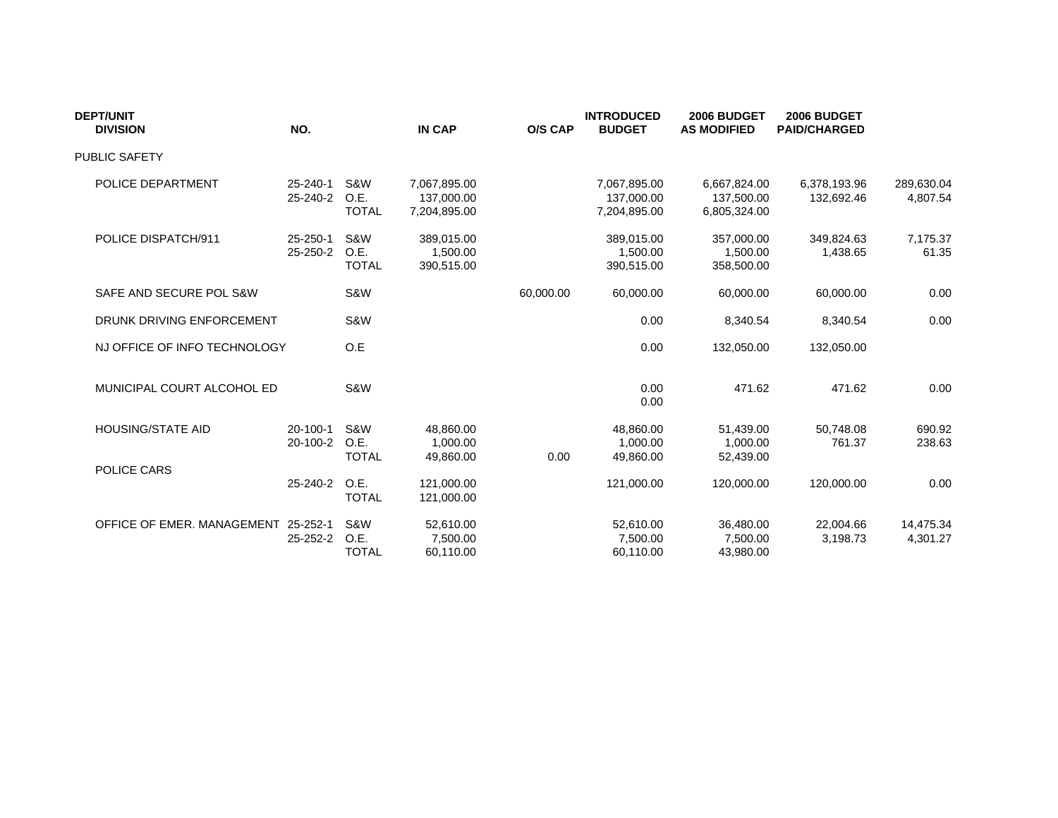| DEPT/UNIT DIVISION | NO. | | IN CAP | O/S CAP | INTRODUCED BUDGET | 2006 BUDGET AS MODIFIED | 2006 BUDGET PAID/CHARGED | |
|---|---|---|---|---|---|---|---|---|
| PUBLIC SAFETY | | | | | | | | |
| POLICE DEPARTMENT | 25-240-1 | S&W | 7,067,895.00 | | 7,067,895.00 | 6,667,824.00 | 6,378,193.96 | 289,630.04 |
| | 25-240-2 | O.E. | 137,000.00 | | 137,000.00 | 137,500.00 | 132,692.46 | 4,807.54 |
| | | TOTAL | 7,204,895.00 | | 7,204,895.00 | 6,805,324.00 | | |
| POLICE DISPATCH/911 | 25-250-1 | S&W | 389,015.00 | | 389,015.00 | 357,000.00 | 349,824.63 | 7,175.37 |
| | 25-250-2 | O.E. | 1,500.00 | | 1,500.00 | 1,500.00 | 1,438.65 | 61.35 |
| | | TOTAL | 390,515.00 | | 390,515.00 | 358,500.00 | | |
| SAFE AND SECURE POL S&W | | S&W | | 60,000.00 | 60,000.00 | 60,000.00 | 60,000.00 | 0.00 |
| DRUNK DRIVING ENFORCEMENT | | S&W | | | 0.00 | 8,340.54 | 8,340.54 | 0.00 |
| NJ OFFICE OF INFO TECHNOLOGY | | O.E | | | 0.00 | 132,050.00 | 132,050.00 | |
| MUNICIPAL COURT ALCOHOL ED | | S&W | | | 0.00 | 471.62 | 471.62 | 0.00 |
| | | | | | 0.00 | | | |
| HOUSING/STATE AID | 20-100-1 | S&W | 48,860.00 | | 48,860.00 | 51,439.00 | 50,748.08 | 690.92 |
| | 20-100-2 | O.E. | 1,000.00 | | 1,000.00 | 1,000.00 | 761.37 | 238.63 |
| | | TOTAL | 49,860.00 | 0.00 | 49,860.00 | 52,439.00 | | |
| POLICE CARS | | | | | | | | |
| | 25-240-2 | O.E. | 121,000.00 | | 121,000.00 | 120,000.00 | 120,000.00 | 0.00 |
| | | TOTAL | 121,000.00 | | | | | |
| OFFICE OF EMER. MANAGEMENT | 25-252-1 | S&W | 52,610.00 | | 52,610.00 | 36,480.00 | 22,004.66 | 14,475.34 |
| | 25-252-2 | O.E. | 7,500.00 | | 7,500.00 | 7,500.00 | 3,198.73 | 4,301.27 |
| | | TOTAL | 60,110.00 | | 60,110.00 | 43,980.00 | | |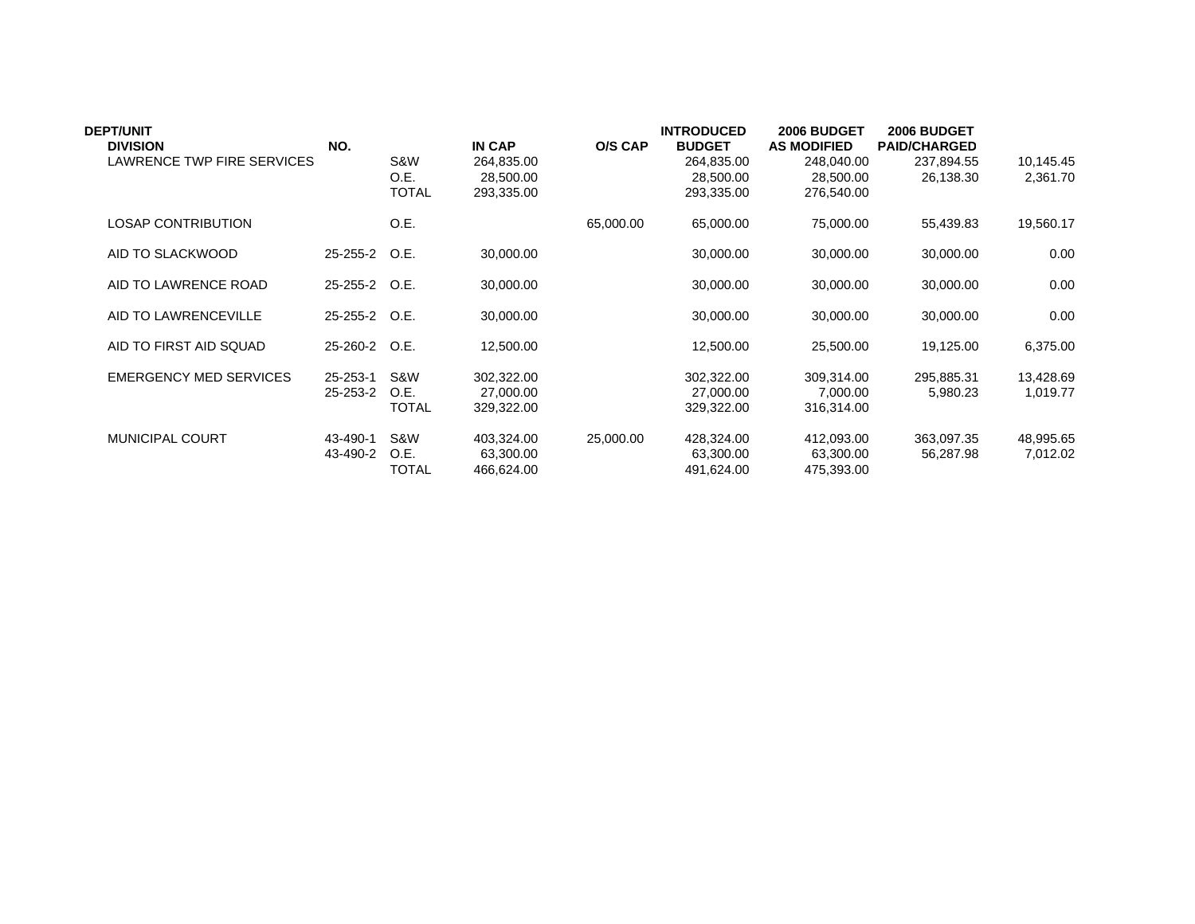| DEPT/UNIT DIVISION | NO. | | IN CAP | O/S CAP | INTRODUCED BUDGET | 2006 BUDGET AS MODIFIED | 2006 BUDGET PAID/CHARGED | |
|---|---|---|---|---|---|---|---|---|
| LAWRENCE TWP FIRE SERVICES | | S&W | 264,835.00 | | 264,835.00 | 248,040.00 | 237,894.55 | 10,145.45 |
| | | O.E. | 28,500.00 | | 28,500.00 | 28,500.00 | 26,138.30 | 2,361.70 |
| | | TOTAL | 293,335.00 | | 293,335.00 | 276,540.00 | | |
| LOSAP CONTRIBUTION | | O.E. | | 65,000.00 | 65,000.00 | 75,000.00 | 55,439.83 | 19,560.17 |
| AID TO SLACKWOOD | 25-255-2 | O.E. | 30,000.00 | | 30,000.00 | 30,000.00 | 30,000.00 | 0.00 |
| AID TO LAWRENCE ROAD | 25-255-2 | O.E. | 30,000.00 | | 30,000.00 | 30,000.00 | 30,000.00 | 0.00 |
| AID TO LAWRENCEVILLE | 25-255-2 | O.E. | 30,000.00 | | 30,000.00 | 30,000.00 | 30,000.00 | 0.00 |
| AID TO FIRST AID SQUAD | 25-260-2 | O.E. | 12,500.00 | | 12,500.00 | 25,500.00 | 19,125.00 | 6,375.00 |
| EMERGENCY MED SERVICES | 25-253-1 | S&W | 302,322.00 | | 302,322.00 | 309,314.00 | 295,885.31 | 13,428.69 |
| | 25-253-2 | O.E. | 27,000.00 | | 27,000.00 | 7,000.00 | 5,980.23 | 1,019.77 |
| | | TOTAL | 329,322.00 | | 329,322.00 | 316,314.00 | | |
| MUNICIPAL COURT | 43-490-1 | S&W | 403,324.00 | 25,000.00 | 428,324.00 | 412,093.00 | 363,097.35 | 48,995.65 |
| | 43-490-2 | O.E. | 63,300.00 | | 63,300.00 | 63,300.00 | 56,287.98 | 7,012.02 |
| | | TOTAL | 466,624.00 | | 491,624.00 | 475,393.00 | | |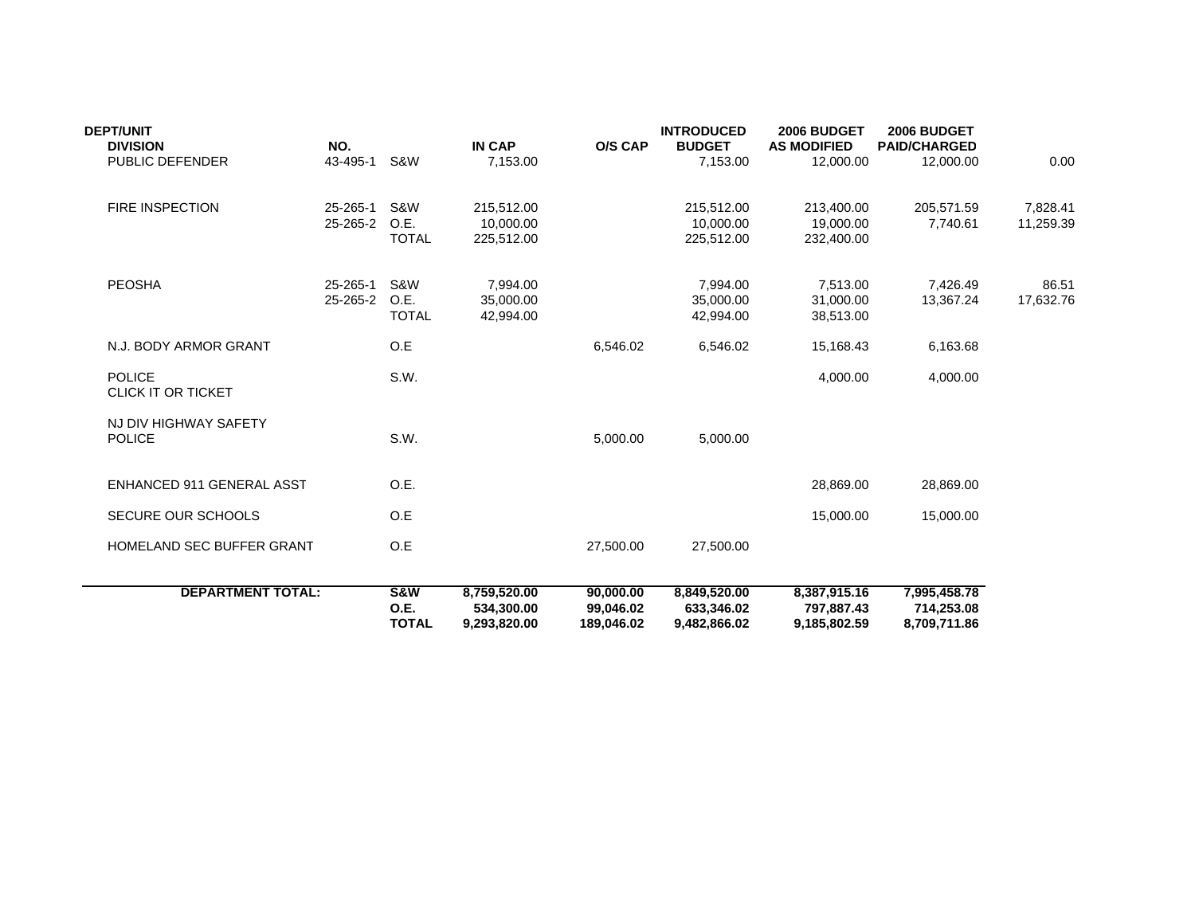| DEPT/UNIT DIVISION | NO. | | IN CAP | O/S CAP | INTRODUCED BUDGET | 2006 BUDGET AS MODIFIED | 2006 BUDGET PAID/CHARGED | |
|---|---|---|---|---|---|---|---|---|
| PUBLIC DEFENDER | 43-495-1 | S&W | 7,153.00 | | 7,153.00 | 12,000.00 | 12,000.00 | 0.00 |
| FIRE INSPECTION | 25-265-1 | S&W | 215,512.00 | | 215,512.00 | 213,400.00 | 205,571.59 | 7,828.41 |
| | 25-265-2 | O.E. | 10,000.00 | | 10,000.00 | 19,000.00 | 7,740.61 | 11,259.39 |
| | | TOTAL | 225,512.00 | | 225,512.00 | 232,400.00 | | |
| PEOSHA | 25-265-1 | S&W | 7,994.00 | | 7,994.00 | 7,513.00 | 7,426.49 | 86.51 |
| | 25-265-2 | O.E. | 35,000.00 | | 35,000.00 | 31,000.00 | 13,367.24 | 17,632.76 |
| | | TOTAL | 42,994.00 | | 42,994.00 | 38,513.00 | | |
| N.J. BODY ARMOR GRANT | | O.E | | 6,546.02 | 6,546.02 | 15,168.43 | 6,163.68 | |
| POLICE CLICK IT OR TICKET | | S.W. | | | | 4,000.00 | 4,000.00 | |
| NJ DIV HIGHWAY SAFETY POLICE | | S.W. | | 5,000.00 | 5,000.00 | | | |
| ENHANCED 911 GENERAL ASST | | O.E. | | | | 28,869.00 | 28,869.00 | |
| SECURE OUR SCHOOLS | | O.E | | | | 15,000.00 | 15,000.00 | |
| HOMELAND SEC BUFFER GRANT | | O.E | | 27,500.00 | 27,500.00 | | | |
| **DEPARTMENT TOTAL:** | | **S&W** | **8,759,520.00** | **90,000.00** | **8,849,520.00** | **8,387,915.16** | **7,995,458.78** | |
| | | **O.E.** | **534,300.00** | **99,046.02** | **633,346.02** | **797,887.43** | **714,253.08** | |
| | | **TOTAL** | **9,293,820.00** | **189,046.02** | **9,482,866.02** | **9,185,802.59** | **8,709,711.86** | |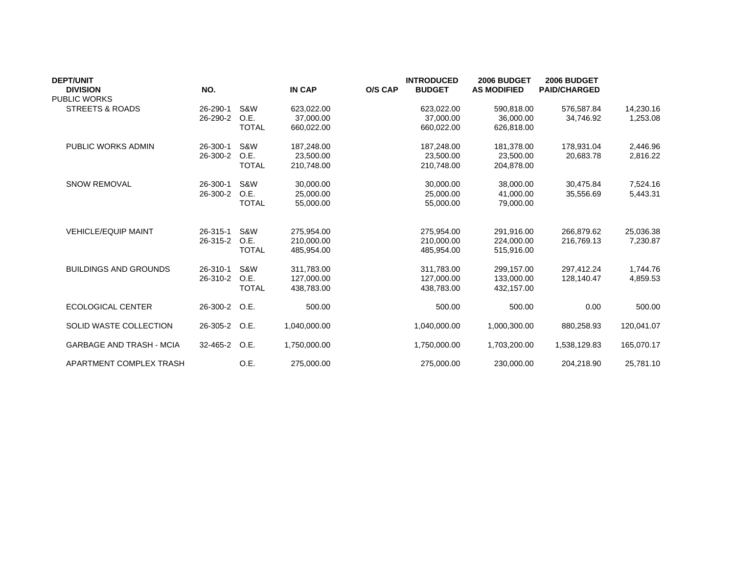| DEPT/UNIT<br>DIVISION | NO. | | IN CAP | O/S CAP | INTRODUCED<br>BUDGET | 2006 BUDGET<br>AS MODIFIED | 2006 BUDGET<br>PAID/CHARGED | |
|---|---|---|---|---|---|---|---|---|
| PUBLIC WORKS | | | | | | | | |
| STREETS & ROADS | 26-290-1 | S&W | 623,022.00 | | 623,022.00 | 590,818.00 | 576,587.84 | 14,230.16 |
| | 26-290-2 | O.E. | 37,000.00 | | 37,000.00 | 36,000.00 | 34,746.92 | 1,253.08 |
| | | TOTAL | 660,022.00 | | 660,022.00 | 626,818.00 | | |
| PUBLIC WORKS ADMIN | 26-300-1 | S&W | 187,248.00 | | 187,248.00 | 181,378.00 | 178,931.04 | 2,446.96 |
| | 26-300-2 | O.E. | 23,500.00 | | 23,500.00 | 23,500.00 | 20,683.78 | 2,816.22 |
| | | TOTAL | 210,748.00 | | 210,748.00 | 204,878.00 | | |
| SNOW REMOVAL | 26-300-1 | S&W | 30,000.00 | | 30,000.00 | 38,000.00 | 30,475.84 | 7,524.16 |
| | 26-300-2 | O.E. | 25,000.00 | | 25,000.00 | 41,000.00 | 35,556.69 | 5,443.31 |
| | | TOTAL | 55,000.00 | | 55,000.00 | 79,000.00 | | |
| VEHICLE/EQUIP MAINT | 26-315-1 | S&W | 275,954.00 | | 275,954.00 | 291,916.00 | 266,879.62 | 25,036.38 |
| | 26-315-2 | O.E. | 210,000.00 | | 210,000.00 | 224,000.00 | 216,769.13 | 7,230.87 |
| | | TOTAL | 485,954.00 | | 485,954.00 | 515,916.00 | | |
| BUILDINGS AND GROUNDS | 26-310-1 | S&W | 311,783.00 | | 311,783.00 | 299,157.00 | 297,412.24 | 1,744.76 |
| | 26-310-2 | O.E. | 127,000.00 | | 127,000.00 | 133,000.00 | 128,140.47 | 4,859.53 |
| | | TOTAL | 438,783.00 | | 438,783.00 | 432,157.00 | | |
| ECOLOGICAL CENTER | 26-300-2 | O.E. | 500.00 | | 500.00 | 500.00 | 0.00 | 500.00 |
| SOLID WASTE COLLECTION | 26-305-2 | O.E. | 1,040,000.00 | | 1,040,000.00 | 1,000,300.00 | 880,258.93 | 120,041.07 |
| GARBAGE AND TRASH - MCIA | 32-465-2 | O.E. | 1,750,000.00 | | 1,750,000.00 | 1,703,200.00 | 1,538,129.83 | 165,070.17 |
| APARTMENT COMPLEX TRASH | | O.E. | 275,000.00 | | 275,000.00 | 230,000.00 | 204,218.90 | 25,781.10 |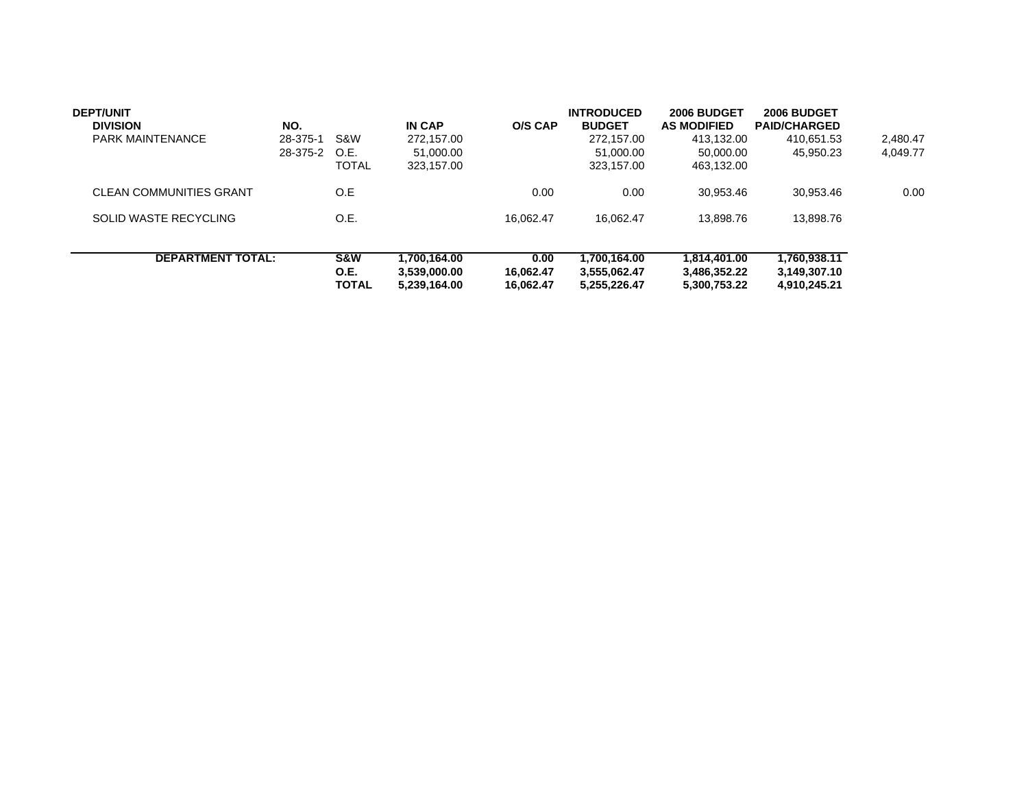| DEPT/UNIT DIVISION | NO. | | IN CAP | O/S CAP | INTRODUCED BUDGET | 2006 BUDGET AS MODIFIED | 2006 BUDGET PAID/CHARGED | |
|---|---|---|---|---|---|---|---|---|
| PARK MAINTENANCE | 28-375-1 | S&W | 272,157.00 | | 272,157.00 | 413,132.00 | 410,651.53 | 2,480.47 |
| | 28-375-2 | O.E. | 51,000.00 | | 51,000.00 | 50,000.00 | 45,950.23 | 4,049.77 |
| | | TOTAL | 323,157.00 | | 323,157.00 | 463,132.00 | | |
| CLEAN COMMUNITIES GRANT | | O.E | | 0.00 | 0.00 | 30,953.46 | 30,953.46 | 0.00 |
| SOLID WASTE RECYCLING | | O.E. | | 16,062.47 | 16,062.47 | 13,898.76 | 13,898.76 | |
| **DEPARTMENT TOTAL:** | | **S&W** | **1,700,164.00** | **0.00** | **1,700,164.00** | **1,814,401.00** | **1,760,938.11** | |
| | | **O.E.** | **3,539,000.00** | **16,062.47** | **3,555,062.47** | **3,486,352.22** | **3,149,307.10** | |
| | | **TOTAL** | **5,239,164.00** | **16,062.47** | **5,255,226.47** | **5,300,753.22** | **4,910,245.21** | |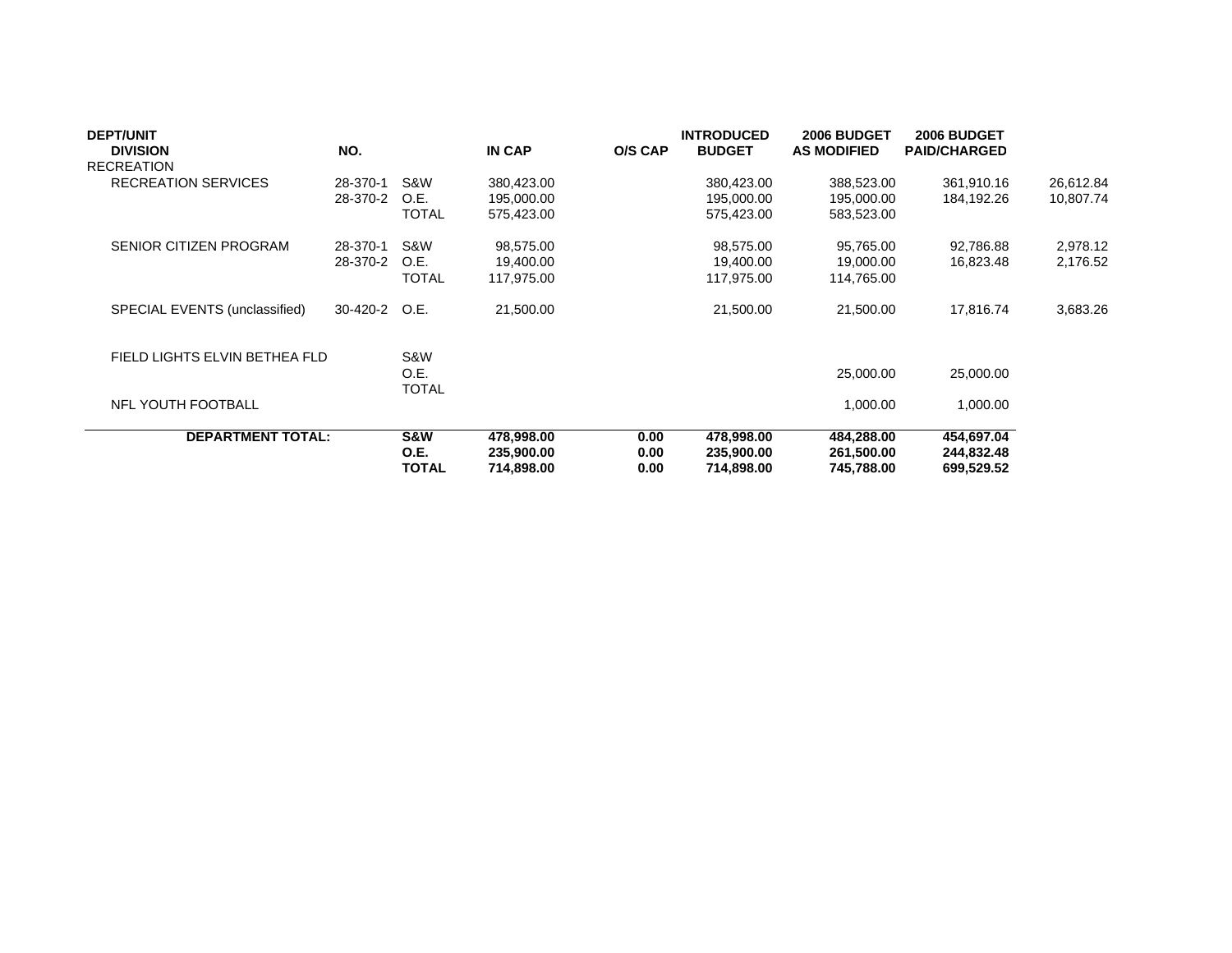| DEPT/UNIT DIVISION | NO. | | IN CAP | O/S CAP | INTRODUCED BUDGET | 2006 BUDGET AS MODIFIED | 2006 BUDGET PAID/CHARGED | |
|---|---|---|---|---|---|---|---|---|
| RECREATION | | | | | | | | |
| RECREATION SERVICES | 28-370-1 | S&W | 380,423.00 | | 380,423.00 | 388,523.00 | 361,910.16 | 26,612.84 |
| | 28-370-2 | O.E. | 195,000.00 | | 195,000.00 | 195,000.00 | 184,192.26 | 10,807.74 |
| | | TOTAL | 575,423.00 | | 575,423.00 | 583,523.00 | | |
| SENIOR CITIZEN PROGRAM | 28-370-1 | S&W | 98,575.00 | | 98,575.00 | 95,765.00 | 92,786.88 | 2,978.12 |
| | 28-370-2 | O.E. | 19,400.00 | | 19,400.00 | 19,000.00 | 16,823.48 | 2,176.52 |
| | | TOTAL | 117,975.00 | | 117,975.00 | 114,765.00 | | |
| SPECIAL EVENTS (unclassified) | 30-420-2 | O.E. | 21,500.00 | | 21,500.00 | 21,500.00 | 17,816.74 | 3,683.26 |
| FIELD LIGHTS ELVIN BETHEA FLD | | S&W | | | | | | |
| | | O.E. | | | | 25,000.00 | 25,000.00 | |
| | | TOTAL | | | | | | |
| NFL YOUTH FOOTBALL | | | | | | 1,000.00 | 1,000.00 | |
| **DEPARTMENT TOTAL:** | | **S&W** | **478,998.00** | **0.00** | **478,998.00** | **484,288.00** | **454,697.04** | |
| | | **O.E.** | **235,900.00** | **0.00** | **235,900.00** | **261,500.00** | **244,832.48** | |
| | | **TOTAL** | **714,898.00** | **0.00** | **714,898.00** | **745,788.00** | **699,529.52** | |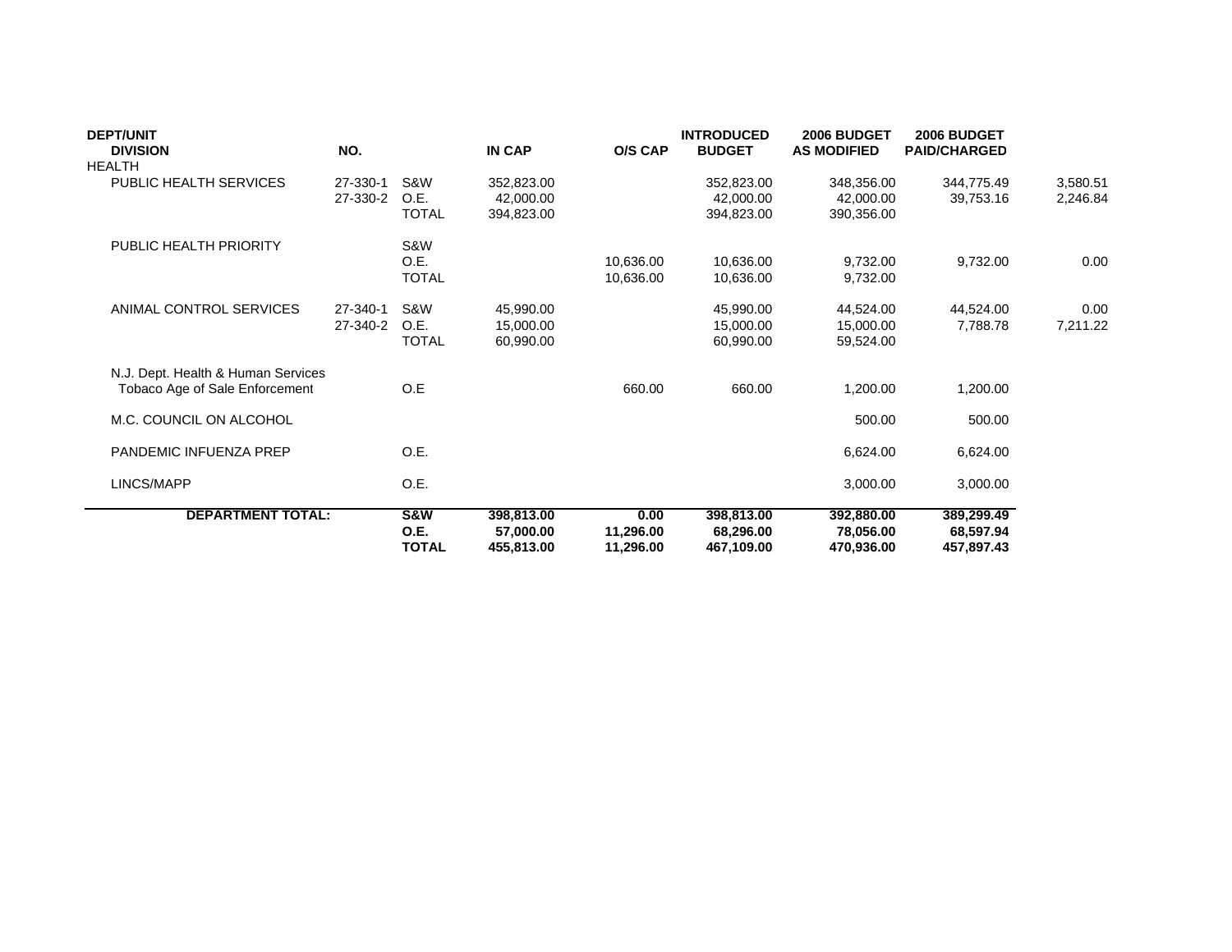| DEPT/UNIT DIVISION | NO. | | IN CAP | O/S CAP | INTRODUCED BUDGET | 2006 BUDGET AS MODIFIED | 2006 BUDGET PAID/CHARGED | |
|---|---|---|---|---|---|---|---|---|
| HEALTH | | | | | | | | |
| PUBLIC HEALTH SERVICES | 27-330-1 | S&W | 352,823.00 | | 352,823.00 | 348,356.00 | 344,775.49 | 3,580.51 |
| | 27-330-2 | O.E. | 42,000.00 | | 42,000.00 | 42,000.00 | 39,753.16 | 2,246.84 |
| | | TOTAL | 394,823.00 | | 394,823.00 | 390,356.00 | | |
| PUBLIC HEALTH PRIORITY | | S&W | | | | | | |
| | | O.E. | | 10,636.00 | 10,636.00 | 9,732.00 | 9,732.00 | 0.00 |
| | | TOTAL | | 10,636.00 | 10,636.00 | 9,732.00 | | |
| ANIMAL CONTROL SERVICES | 27-340-1 | S&W | 45,990.00 | | 45,990.00 | 44,524.00 | 44,524.00 | 0.00 |
| | 27-340-2 | O.E. | 15,000.00 | | 15,000.00 | 15,000.00 | 7,788.78 | 7,211.22 |
| | | TOTAL | 60,990.00 | | 60,990.00 | 59,524.00 | | |
| N.J. Dept. Health & Human Services Tobaco Age of Sale Enforcement | | O.E | | 660.00 | 660.00 | 1,200.00 | 1,200.00 | |
| M.C. COUNCIL ON ALCOHOL | | | | | | 500.00 | 500.00 | |
| PANDEMIC INFUENZA PREP | | O.E. | | | | 6,624.00 | 6,624.00 | |
| LINCS/MAPP | | O.E. | | | | 3,000.00 | 3,000.00 | |
| **DEPARTMENT TOTAL:** | | **S&W** | **398,813.00** | **0.00** | **398,813.00** | **392,880.00** | **389,299.49** | |
| | | **O.E.** | **57,000.00** | **11,296.00** | **68,296.00** | **78,056.00** | **68,597.94** | |
| | | **TOTAL** | **455,813.00** | **11,296.00** | **467,109.00** | **470,936.00** | **457,897.43** | |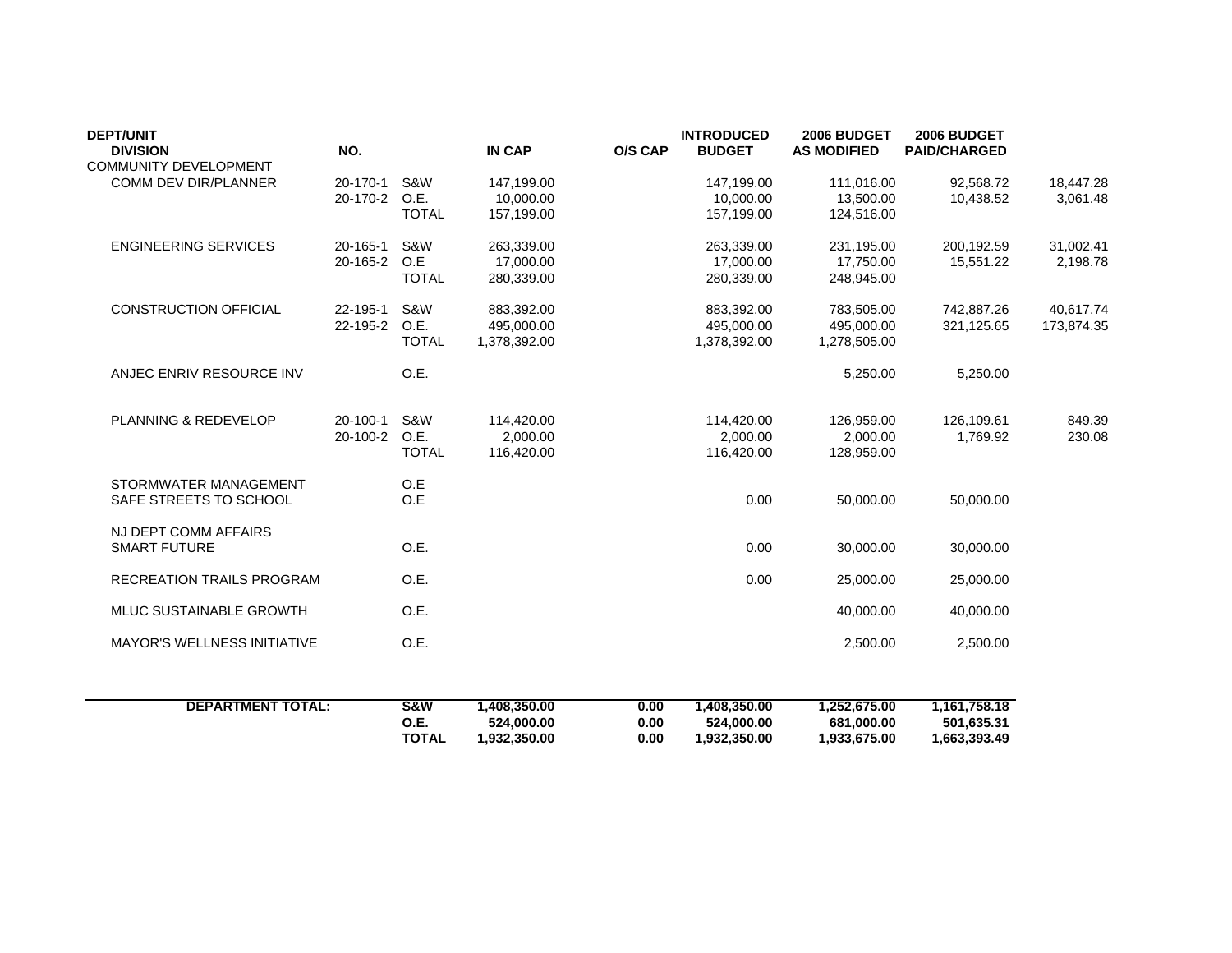| DEPT/UNIT DIVISION | NO. | | IN CAP | O/S CAP | INTRODUCED BUDGET | 2006 BUDGET AS MODIFIED | 2006 BUDGET PAID/CHARGED | |
|---|---|---|---|---|---|---|---|---|
| COMMUNITY DEVELOPMENT | | | | | | | | |
| COMM DEV DIR/PLANNER | 20-170-1 | S&W | 147,199.00 | | 147,199.00 | 111,016.00 | 92,568.72 | 18,447.28 |
| | 20-170-2 | O.E. | 10,000.00 | | 10,000.00 | 13,500.00 | 10,438.52 | 3,061.48 |
| | | TOTAL | 157,199.00 | | 157,199.00 | 124,516.00 | | |
| ENGINEERING SERVICES | 20-165-1 | S&W | 263,339.00 | | 263,339.00 | 231,195.00 | 200,192.59 | 31,002.41 |
| | 20-165-2 | O.E | 17,000.00 | | 17,000.00 | 17,750.00 | 15,551.22 | 2,198.78 |
| | | TOTAL | 280,339.00 | | 280,339.00 | 248,945.00 | | |
| CONSTRUCTION OFFICIAL | 22-195-1 | S&W | 883,392.00 | | 883,392.00 | 783,505.00 | 742,887.26 | 40,617.74 |
| | 22-195-2 | O.E. | 495,000.00 | | 495,000.00 | 495,000.00 | 321,125.65 | 173,874.35 |
| | | TOTAL | 1,378,392.00 | | 1,378,392.00 | 1,278,505.00 | | |
| ANJEC ENRIV RESOURCE INV | | O.E. | | | | 5,250.00 | 5,250.00 | |
| PLANNING & REDEVELOP | 20-100-1 | S&W | 114,420.00 | | 114,420.00 | 126,959.00 | 126,109.61 | 849.39 |
| | 20-100-2 | O.E. | 2,000.00 | | 2,000.00 | 2,000.00 | 1,769.92 | 230.08 |
| | | TOTAL | 116,420.00 | | 116,420.00 | 128,959.00 | | |
| STORMWATER MANAGEMENT | | O.E | | | | | | |
| SAFE STREETS TO SCHOOL | | O.E | | | 0.00 | 50,000.00 | 50,000.00 | |
| NJ DEPT COMM AFFAIRS SMART FUTURE | | O.E. | | | 0.00 | 30,000.00 | 30,000.00 | |
| RECREATION TRAILS PROGRAM | | O.E. | | | 0.00 | 25,000.00 | 25,000.00 | |
| MLUC SUSTAINABLE GROWTH | | O.E. | | | | 40,000.00 | 40,000.00 | |
| MAYOR'S WELLNESS INITIATIVE | | O.E. | | | | 2,500.00 | 2,500.00 | |
| **DEPARTMENT TOTAL:** | | **S&W** | **1,408,350.00** | **0.00** | **1,408,350.00** | **1,252,675.00** | **1,161,758.18** | |
| | | **O.E.** | **524,000.00** | **0.00** | **524,000.00** | **681,000.00** | **501,635.31** | |
| | | **TOTAL** | **1,932,350.00** | **0.00** | **1,932,350.00** | **1,933,675.00** | **1,663,393.49** | |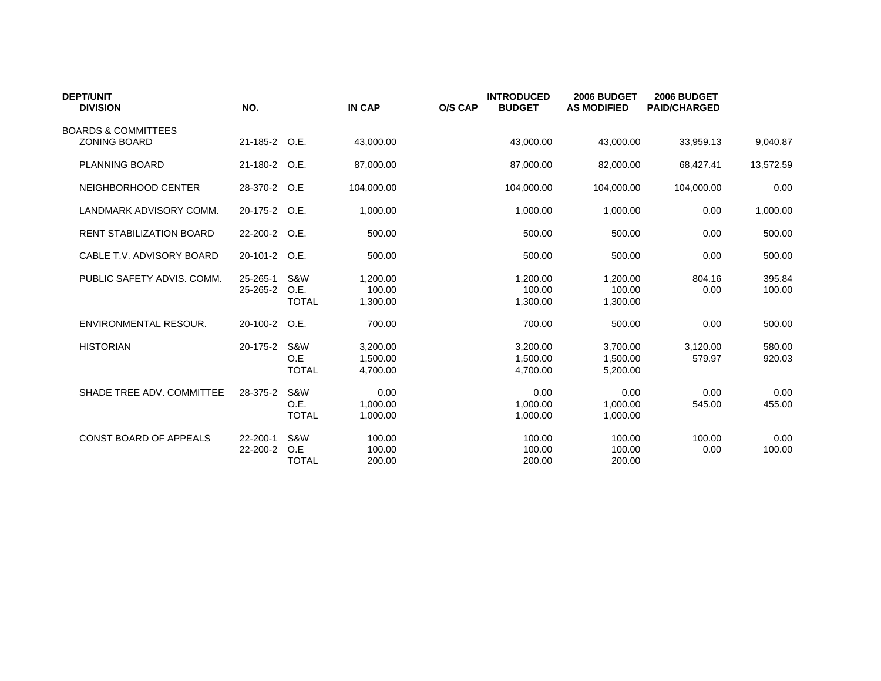| DEPT/UNIT DIVISION | NO. | | IN CAP | O/S CAP | INTRODUCED BUDGET | 2006 BUDGET AS MODIFIED | 2006 BUDGET PAID/CHARGED | |
|---|---|---|---|---|---|---|---|---|
| BOARDS & COMMITTEES | | | | | | | | |
| ZONING BOARD | 21-185-2 | O.E. | 43,000.00 | | 43,000.00 | 43,000.00 | 33,959.13 | 9,040.87 |
| PLANNING BOARD | 21-180-2 | O.E. | 87,000.00 | | 87,000.00 | 82,000.00 | 68,427.41 | 13,572.59 |
| NEIGHBORHOOD CENTER | 28-370-2 | O.E | 104,000.00 | | 104,000.00 | 104,000.00 | 104,000.00 | 0.00 |
| LANDMARK ADVISORY COMM. | 20-175-2 | O.E. | 1,000.00 | | 1,000.00 | 1,000.00 | 0.00 | 1,000.00 |
| RENT STABILIZATION BOARD | 22-200-2 | O.E. | 500.00 | | 500.00 | 500.00 | 0.00 | 500.00 |
| CABLE T.V. ADVISORY BOARD | 20-101-2 | O.E. | 500.00 | | 500.00 | 500.00 | 0.00 | 500.00 |
| PUBLIC SAFETY ADVIS. COMM. | 25-265-1 | S&W | 1,200.00 | | 1,200.00 | 1,200.00 | 804.16 | 395.84 |
| | 25-265-2 | O.E. | 100.00 | | 100.00 | 100.00 | 0.00 | 100.00 |
| | | TOTAL | 1,300.00 | | 1,300.00 | 1,300.00 | | |
| ENVIRONMENTAL RESOUR. | 20-100-2 | O.E. | 700.00 | | 700.00 | 500.00 | 0.00 | 500.00 |
| HISTORIAN | 20-175-2 | S&W | 3,200.00 | | 3,200.00 | 3,700.00 | 3,120.00 | 580.00 |
| | | O.E | 1,500.00 | | 1,500.00 | 1,500.00 | 579.97 | 920.03 |
| | | TOTAL | 4,700.00 | | 4,700.00 | 5,200.00 | | |
| SHADE TREE ADV. COMMITTEE | 28-375-2 | S&W | 0.00 | | 0.00 | 0.00 | 0.00 | 0.00 |
| | | O.E. | 1,000.00 | | 1,000.00 | 1,000.00 | 545.00 | 455.00 |
| | | TOTAL | 1,000.00 | | 1,000.00 | 1,000.00 | | |
| CONST BOARD OF APPEALS | 22-200-1 | S&W | 100.00 | | 100.00 | 100.00 | 100.00 | 0.00 |
| | 22-200-2 | O.E | 100.00 | | 100.00 | 100.00 | 0.00 | 100.00 |
| | | TOTAL | 200.00 | | 200.00 | 200.00 | | |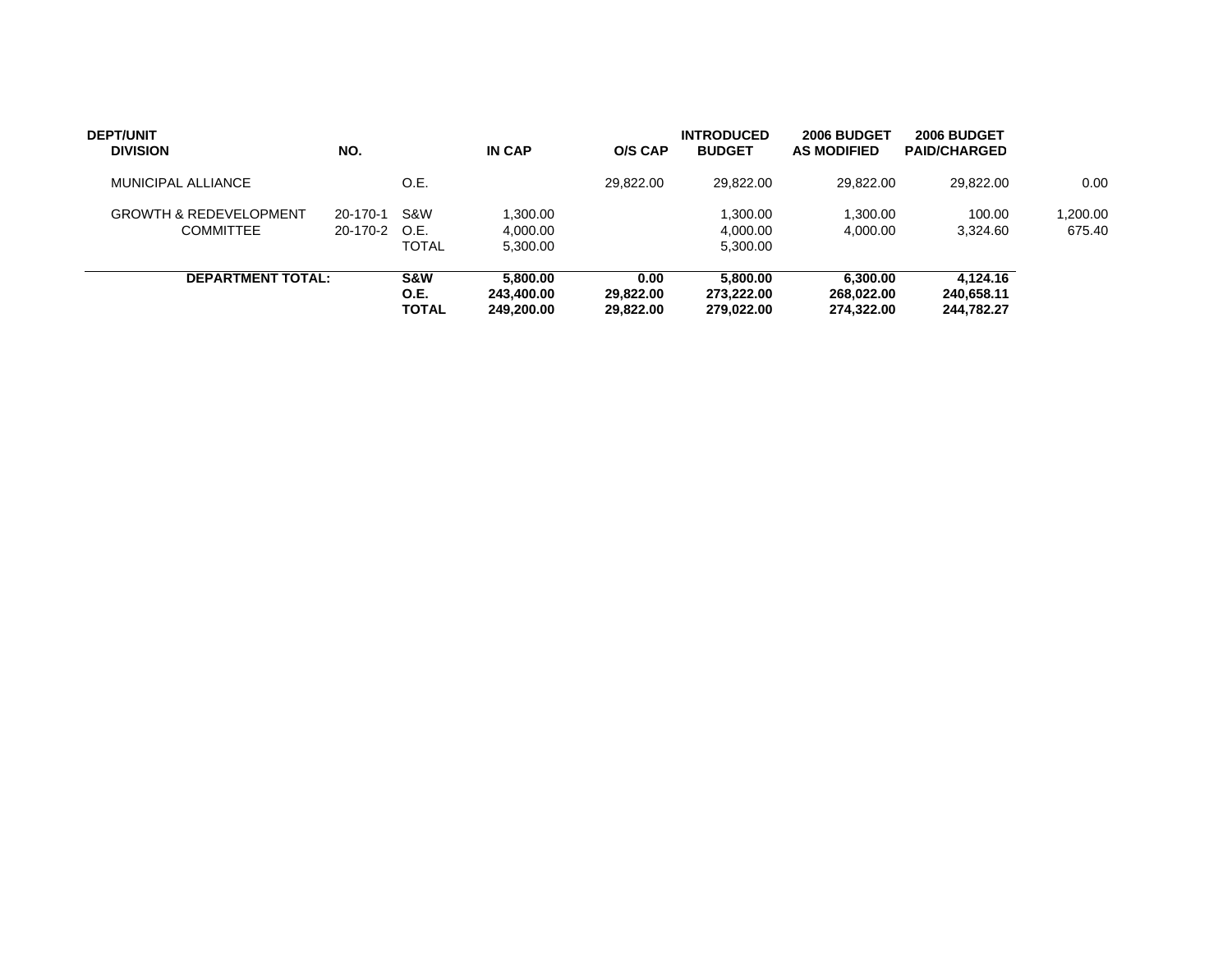| DEPT/UNIT DIVISION | NO. | | IN CAP | O/S CAP | INTRODUCED BUDGET | 2006 BUDGET AS MODIFIED | 2006 BUDGET PAID/CHARGED | |
|---|---|---|---|---|---|---|---|---|
| MUNICIPAL ALLIANCE | | O.E. | | 29,822.00 | 29,822.00 | 29,822.00 | 29,822.00 | 0.00 |
| GROWTH & REDEVELOPMENT | 20-170-1 | S&W | 1,300.00 | | 1,300.00 | 1,300.00 | 100.00 | 1,200.00 |
| COMMITTEE | 20-170-2 | O.E. | 4,000.00 | | 4,000.00 | 4,000.00 | 3,324.60 | 675.40 |
| | | TOTAL | 5,300.00 | | 5,300.00 | | | |
| **DEPARTMENT TOTAL:** | | **S&W** | **5,800.00** | **0.00** | **5,800.00** | **6,300.00** | **4,124.16** | |
| | | **O.E.** | **243,400.00** | **29,822.00** | **273,222.00** | **268,022.00** | **240,658.11** | |
| | | **TOTAL** | **249,200.00** | **29,822.00** | **279,022.00** | **274,322.00** | **244,782.27** | |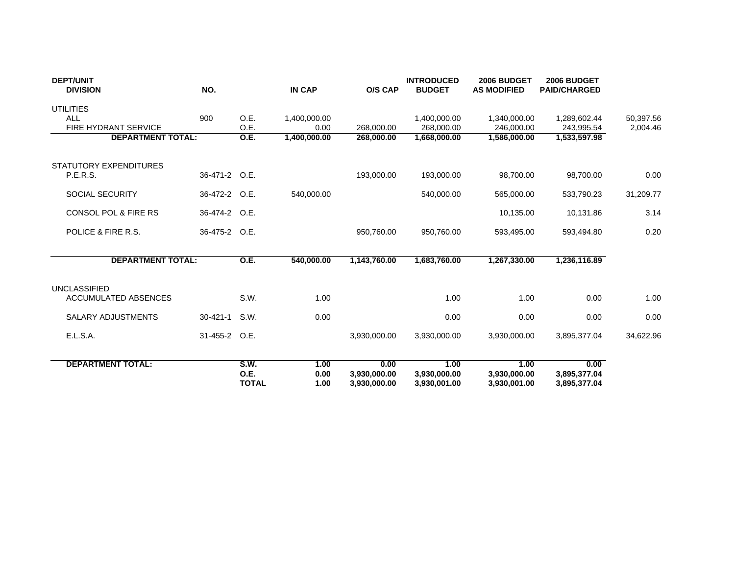| DEPT/UNIT DIVISION | NO. | | IN CAP | O/S CAP | INTRODUCED BUDGET | 2006 BUDGET AS MODIFIED | 2006 BUDGET PAID/CHARGED | |
|---|---|---|---|---|---|---|---|---|
| UTILITIES | | | | | | | | |
| ALL | 900 | O.E. | 1,400,000.00 | | 1,400,000.00 | 1,340,000.00 | 1,289,602.44 | 50,397.56 |
| FIRE HYDRANT SERVICE | | O.E. | 0.00 | 268,000.00 | 268,000.00 | 246,000.00 | 243,995.54 | 2,004.46 |
| **DEPARTMENT TOTAL:** | | **O.E.** | **1,400,000.00** | **268,000.00** | **1,668,000.00** | **1,586,000.00** | **1,533,597.98** | |
| STATUTORY EXPENDITURES | | | | | | | | |
| P.E.R.S. | 36-471-2 | O.E. | | 193,000.00 | 193,000.00 | 98,700.00 | 98,700.00 | 0.00 |
| SOCIAL SECURITY | 36-472-2 | O.E. | 540,000.00 | | 540,000.00 | 565,000.00 | 533,790.23 | 31,209.77 |
| CONSOL POL & FIRE RS | 36-474-2 | O.E. | | | | 10,135.00 | 10,131.86 | 3.14 |
| POLICE & FIRE R.S. | 36-475-2 | O.E. | | 950,760.00 | 950,760.00 | 593,495.00 | 593,494.80 | 0.20 |
| **DEPARTMENT TOTAL:** | | **O.E.** | **540,000.00** | **1,143,760.00** | **1,683,760.00** | **1,267,330.00** | **1,236,116.89** | |
| UNCLASSIFIED | | | | | | | | |
| ACCUMULATED ABSENCES | | S.W. | 1.00 | | 1.00 | 1.00 | 0.00 | 1.00 |
| SALARY ADJUSTMENTS | 30-421-1 | S.W. | 0.00 | | 0.00 | 0.00 | 0.00 | 0.00 |
| E.L.S.A. | 31-455-2 | O.E. | | 3,930,000.00 | 3,930,000.00 | 3,930,000.00 | 3,895,377.04 | 34,622.96 |
| **DEPARTMENT TOTAL:** | | **S.W.** | **1.00** | **0.00** | **1.00** | **1.00** | **0.00** | |
| | | **O.E.** | **0.00** | **3,930,000.00** | **3,930,000.00** | **3,930,000.00** | **3,895,377.04** | |
| | | **TOTAL** | **1.00** | **3,930,000.00** | **3,930,001.00** | **3,930,001.00** | **3,895,377.04** | |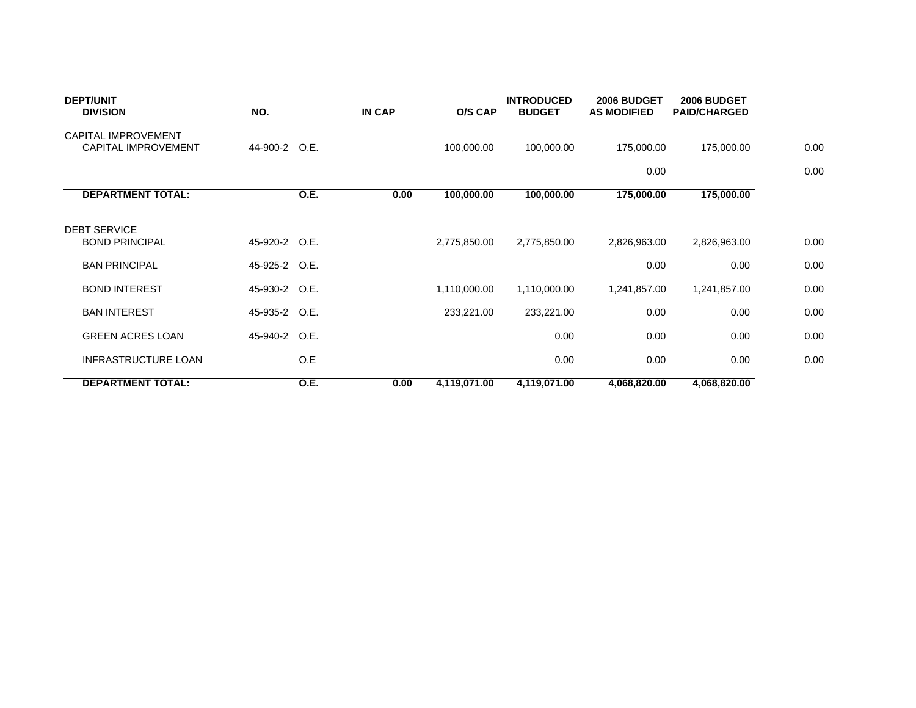| DEPT/UNIT DIVISION | NO. | | IN CAP | O/S CAP | INTRODUCED BUDGET | 2006 BUDGET AS MODIFIED | 2006 BUDGET PAID/CHARGED | |
|---|---|---|---|---|---|---|---|---|
| CAPITAL IMPROVEMENT | | | | | | | | |
| CAPITAL IMPROVEMENT | 44-900-2 | O.E. | | 100,000.00 | 100,000.00 | 175,000.00 | 175,000.00 | 0.00 |
| | | | | | | 0.00 | | 0.00 |
| **DEPARTMENT TOTAL:** | | **O.E.** | **0.00** | **100,000.00** | **100,000.00** | **175,000.00** | **175,000.00** | |
| DEBT SERVICE | | | | | | | | |
| BOND PRINCIPAL | 45-920-2 | O.E. | | 2,775,850.00 | 2,775,850.00 | 2,826,963.00 | 2,826,963.00 | 0.00 |
| BAN PRINCIPAL | 45-925-2 | O.E. | | | | 0.00 | 0.00 | 0.00 |
| BOND INTEREST | 45-930-2 | O.E. | | 1,110,000.00 | 1,110,000.00 | 1,241,857.00 | 1,241,857.00 | 0.00 |
| BAN INTEREST | 45-935-2 | O.E. | | 233,221.00 | 233,221.00 | 0.00 | 0.00 | 0.00 |
| GREEN ACRES LOAN | 45-940-2 | O.E. | | | 0.00 | 0.00 | 0.00 | 0.00 |
| INFRASTRUCTURE LOAN | | O.E | | | 0.00 | 0.00 | 0.00 | 0.00 |
| **DEPARTMENT TOTAL:** | | **O.E.** | **0.00** | **4,119,071.00** | **4,119,071.00** | **4,068,820.00** | **4,068,820.00** | |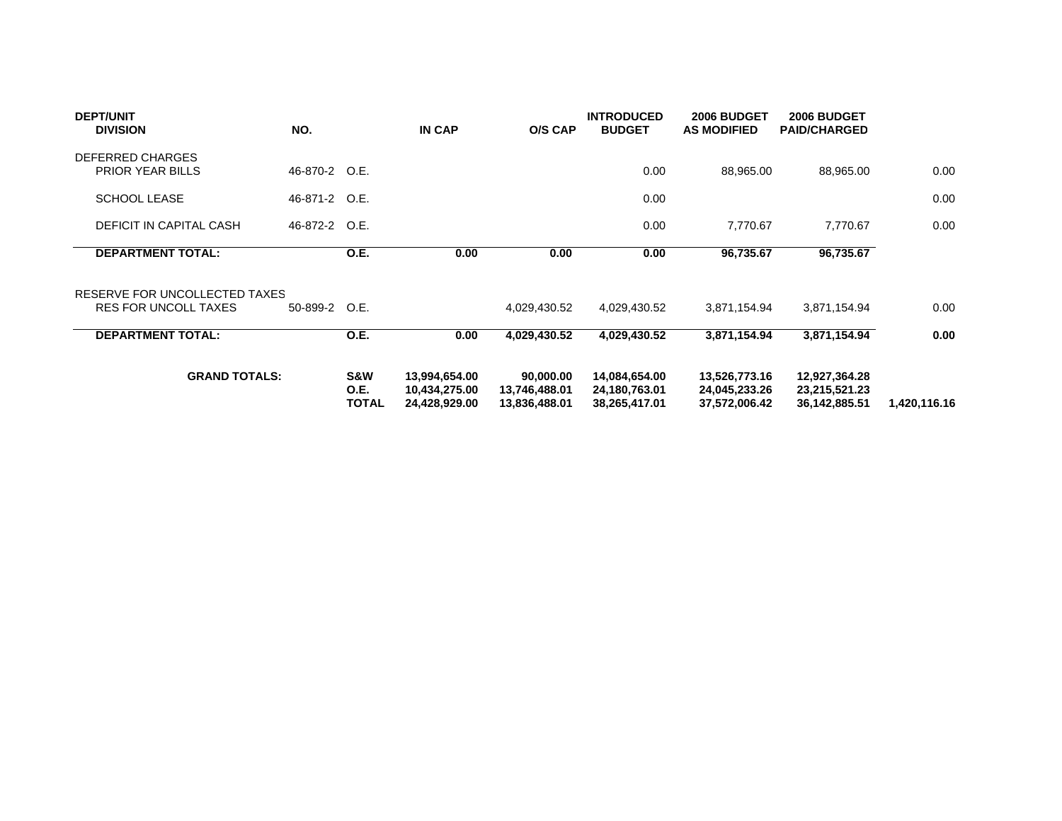| DEPT/UNIT<br>DIVISION | NO. | | IN CAP | O/S CAP | INTRODUCED BUDGET | 2006 BUDGET AS MODIFIED | 2006 BUDGET PAID/CHARGED | |
|---|---|---|---|---|---|---|---|---|
| DEFERRED CHARGES | | | | | | | | |
| PRIOR YEAR BILLS | 46-870-2 | O.E. | | | 0.00 | 88,965.00 | 88,965.00 | 0.00 |
| SCHOOL LEASE | 46-871-2 | O.E. | | | 0.00 | | | 0.00 |
| DEFICIT IN CAPITAL CASH | 46-872-2 | O.E. | | | 0.00 | 7,770.67 | 7,770.67 | 0.00 |
| **DEPARTMENT TOTAL:** | | **O.E.** | **0.00** | **0.00** | **0.00** | **96,735.67** | **96,735.67** | |
| RESERVE FOR UNCOLLECTED TAXES | | | | | | | | |
| RES FOR UNCOLL TAXES | 50-899-2 | O.E. | | 4,029,430.52 | 4,029,430.52 | 3,871,154.94 | 3,871,154.94 | 0.00 |
| **DEPARTMENT TOTAL:** | | **O.E.** | **0.00** | **4,029,430.52** | **4,029,430.52** | **3,871,154.94** | **3,871,154.94** | **0.00** |
| **GRAND TOTALS:** | | **S&W** | **13,994,654.00** | **90,000.00** | **14,084,654.00** | **13,526,773.16** | **12,927,364.28** | |
| | | **O.E.** | **10,434,275.00** | **13,746,488.01** | **24,180,763.01** | **24,045,233.26** | **23,215,521.23** | |
| | | **TOTAL** | **24,428,929.00** | **13,836,488.01** | **38,265,417.01** | **37,572,006.42** | **36,142,885.51** | **1,420,116.16** |